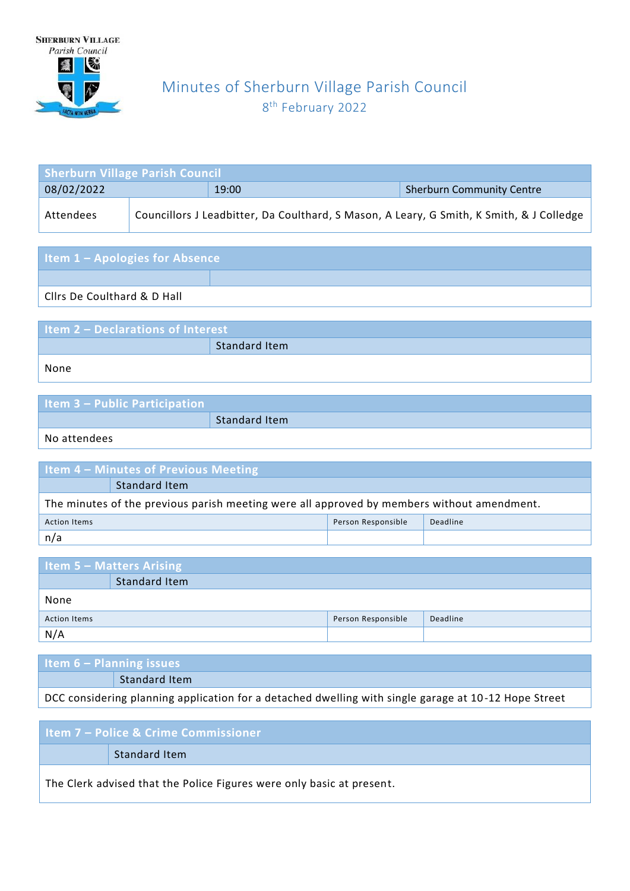Sherburn Village Parish Council

# Minutes of Sherburn Village Parish Council

8th February 2022

| Sherburn Village Parish Council | | |
|---|---|---|
| 08/02/2022 | 19:00 | Sherburn Community Centre |
| Attendees | Councillors J Leadbitter, Da Coulthard, S Mason, A Leary, G Smith, K Smith, & J Colledge | |

## Item 1 – Apologies for Absence

Cllrs De Coulthard & D Hall

## Item 2 – Declarations of Interest

Standard Item

None

## Item 3 – Public Participation

Standard Item

No attendees

## Item 4 – Minutes of Previous Meeting

Standard Item

The minutes of the previous parish meeting were all approved by members without amendment.

| Action Items | Person Responsible | Deadline |
|---|---|---|
| n/a | | |

## Item 5 – Matters Arising

Standard Item

None

| Action Items | Person Responsible | Deadline |
|---|---|---|
| N/A | | |

## Item 6 – Planning issues

Standard Item

DCC considering planning application for a detached dwelling with single garage at 10-12 Hope Street

## Item 7 – Police & Crime Commissioner

Standard Item

The Clerk advised that the Police Figures were only basic at present.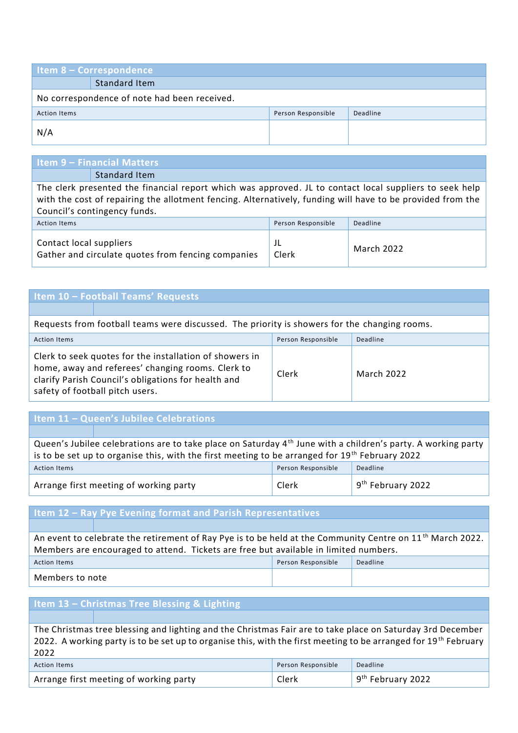## Item 8 – Correspondence

Standard Item

No correspondence of note had been received.

| Action Items | Person Responsible | Deadline |
|---|---|---|
| N/A | | |

## Item 9 – Financial Matters

Standard Item

The clerk presented the financial report which was approved. JL to contact local suppliers to seek help with the cost of repairing the allotment fencing. Alternatively, funding will have to be provided from the Council's contingency funds.

| Action Items | Person Responsible | Deadline |
|---|---|---|
| Contact local suppliers<br>Gather and circulate quotes from fencing companies | JL<br>Clerk | March 2022 |

## Item 10 – Football Teams' Requests

Requests from football teams were discussed. The priority is showers for the changing rooms.

| Action Items | Person Responsible | Deadline |
|---|---|---|
| Clerk to seek quotes for the installation of showers in home, away and referees' changing rooms. Clerk to clarify Parish Council's obligations for health and safety of football pitch users. | Clerk | March 2022 |

## Item 11 – Queen's Jubilee Celebrations

Queen's Jubilee celebrations are to take place on Saturday 4th June with a children's party. A working party is to be set up to organise this, with the first meeting to be arranged for 19th February 2022

| Action Items | Person Responsible | Deadline |
|---|---|---|
| Arrange first meeting of working party | Clerk | 9th February 2022 |

## Item 12 – Ray Pye Evening format and Parish Representatives

An event to celebrate the retirement of Ray Pye is to be held at the Community Centre on 11th March 2022. Members are encouraged to attend. Tickets are free but available in limited numbers.

| Action Items | Person Responsible | Deadline |
|---|---|---|
| Members to note | | |

## Item 13 – Christmas Tree Blessing & Lighting

The Christmas tree blessing and lighting and the Christmas Fair are to take place on Saturday 3rd December 2022. A working party is to be set up to organise this, with the first meeting to be arranged for 19th February 2022

| Action Items | Person Responsible | Deadline |
|---|---|---|
| Arrange first meeting of working party | Clerk | 9th February 2022 |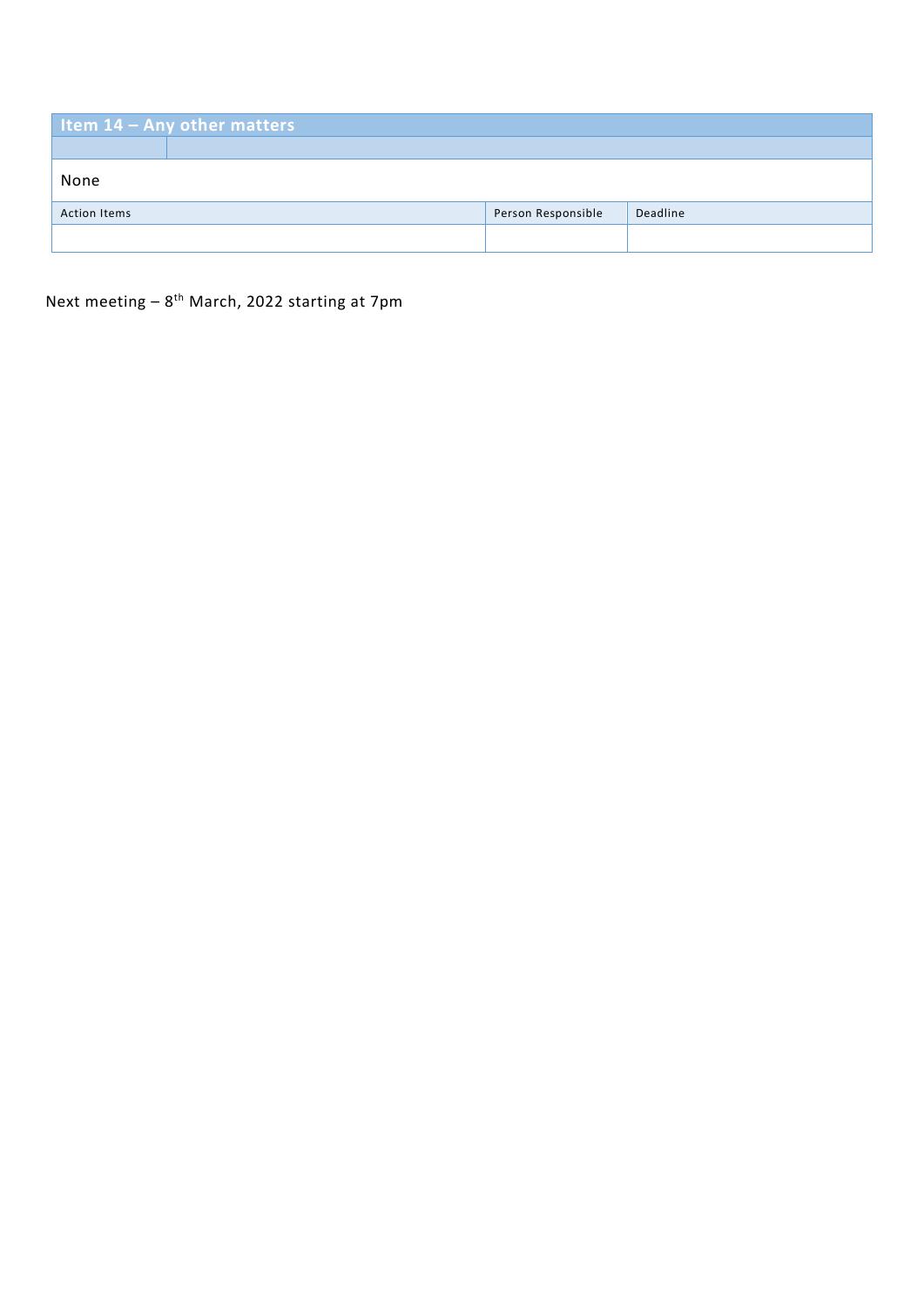| Item 14 – Any other matters | | |
|---|---|---|
| None | | |
| Action Items | Person Responsible | Deadline |
| | | |

Next meeting – 8th March, 2022 starting at 7pm